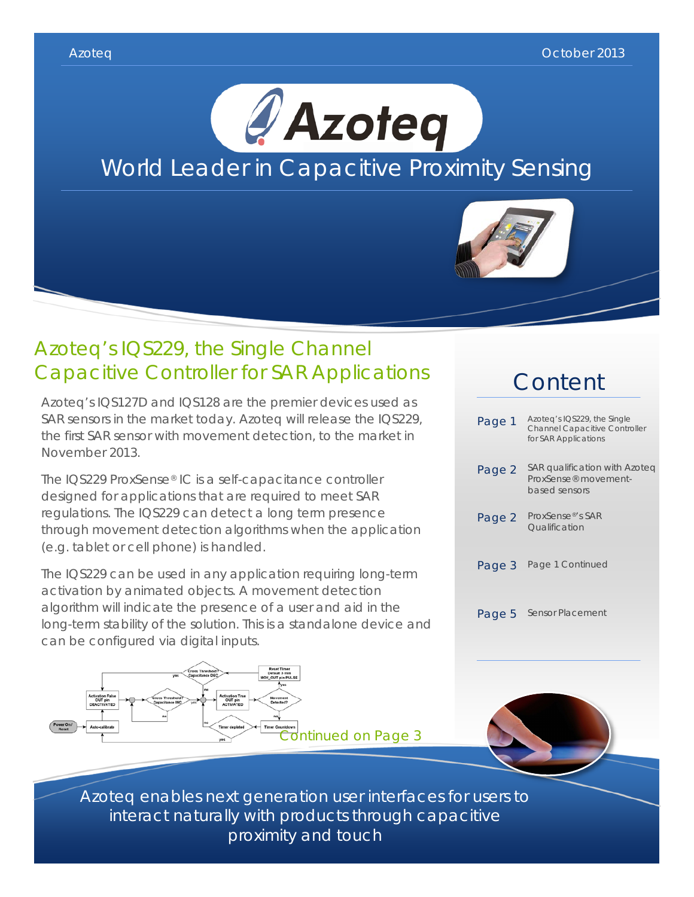Azoteq — October 2013

# Azoteq

## World Leader in Capacitive Proximity Sensing

## Azoteq's IQS229, the Single Channel Capacitive Controller for SAR Applications

Azoteq's IQS127D and IQS128 are the premier devices used as SAR sensors in the market today. Azoteq will release the IQS229, the first SAR sensor with movement detection, to the market in November 2013.

The IQS229 ProxSense® IC is a self-capacitance controller designed for applications that are required to meet SAR regulations. The IQS229 can detect a long term presence through movement detection algorithms when the application (e.g. tablet or cell phone) is handled.

The IQS229 can be used in any application requiring long-term activation by animated objects. A movement detection algorithm will indicate the presence of a user and aid in the long-term stability of the solution. This is a standalone device and can be configured via digital inputs.

Continued on Page 3

## Content

| | |
|---|---|
| Page 1 | Azoteq's IQS229, the Single Channel Capacitive Controller for SAR Applications |
| Page 2 | SAR qualification with Azoteq ProxSense® movement-based sensors |
| Page 2 | ProxSense®'s SAR Qualification |
| Page 3 | Page 1 Continued |
| Page 5 | Sensor Placement |

Azoteq enables next generation user interfaces for users to interact naturally with products through capacitive proximity and touch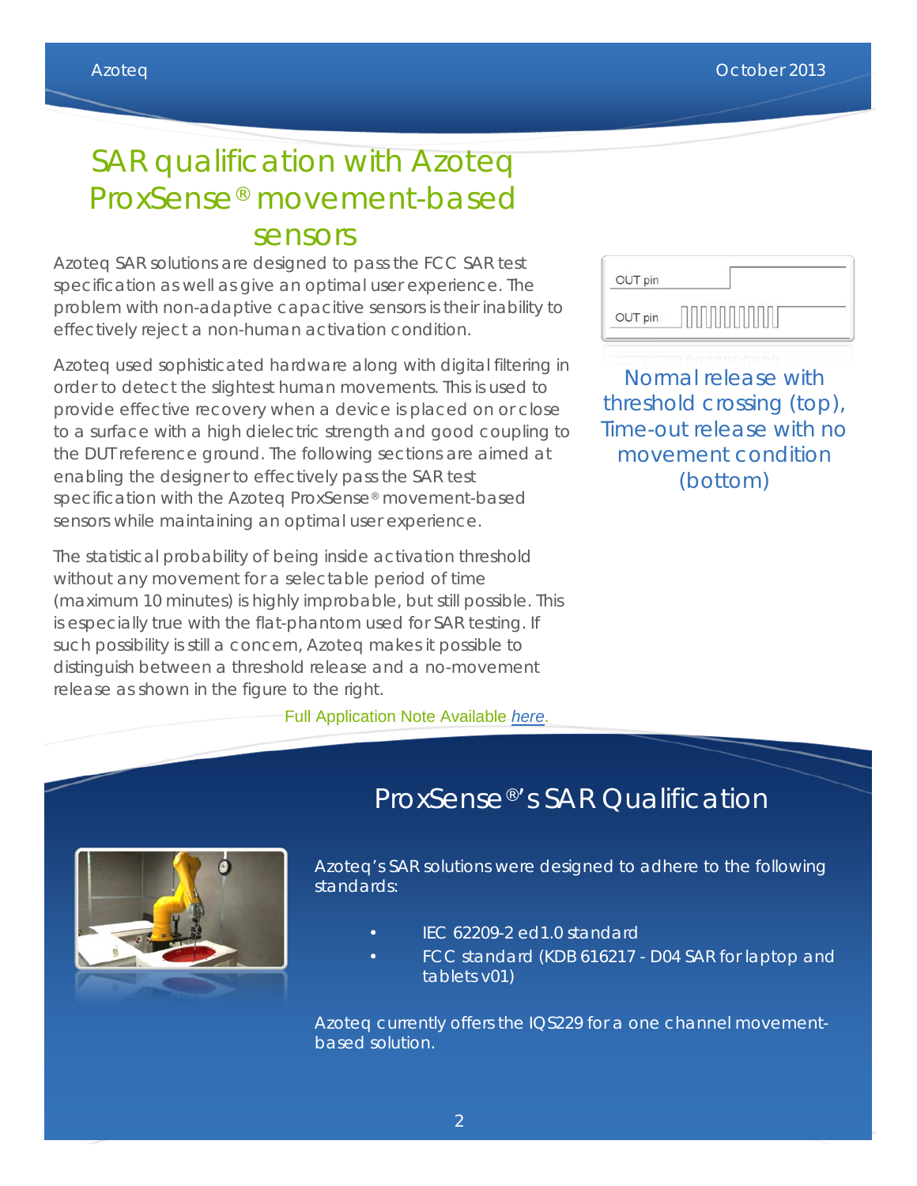# SAR qualification with Azoteq ProxSense® movement-based sensors

Azoteq SAR solutions are designed to pass the FCC SAR test specification as well as give an optimal user experience. The problem with non-adaptive capacitive sensors is their inability to effectively reject a non-human activation condition.

Azoteq used sophisticated hardware along with digital filtering in order to detect the slightest human movements. This is used to provide effective recovery when a device is placed on or close to a surface with a high dielectric strength and good coupling to the DUT reference ground. The following sections are aimed at enabling the designer to effectively pass the SAR test specification with the Azoteq ProxSense® movement-based sensors while maintaining an optimal user experience.

The statistical probability of being inside activation threshold without any movement for a selectable period of time (maximum 10 minutes) is highly improbable, but still possible. This is especially true with the flat-phantom used for SAR testing. If such possibility is still a concern, Azoteq makes it possible to distinguish between a threshold release and a no-movement release as shown in the figure to the right.

OUT pin

OUT pin

Normal release with threshold crossing (top), Time-out release with no movement condition (bottom)

Full Application Note Available *here*.

## ProxSense®'s SAR Qualification

Azoteq's SAR solutions were designed to adhere to the following standards:

- IEC 62209-2 ed1.0 standard
- FCC standard (KDB 616217 - D04 SAR for laptop and tablets v01)

Azoteq currently offers the IQS229 for a one channel movement-based solution.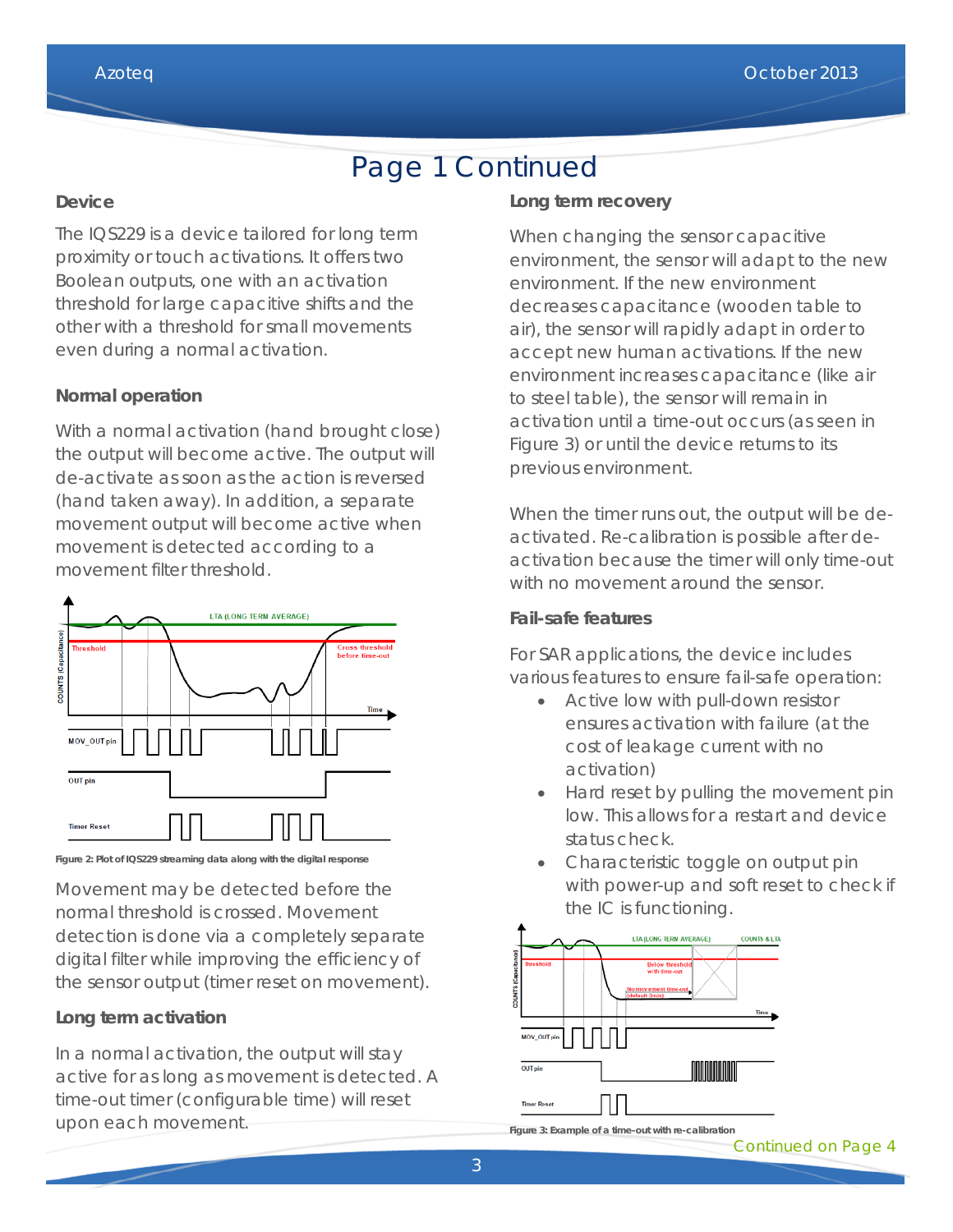# Page 1 Continued

### Device

The IQS229 is a device tailored for long term proximity or touch activations. It offers two Boolean outputs, one with an activation threshold for large capacitive shifts and the other with a threshold for small movements even during a normal activation.

### Normal operation

With a normal activation (hand brought close) the output will become active. The output will de-activate as soon as the action is reversed (hand taken away). In addition, a separate movement output will become active when movement is detected according to a movement filter threshold.

Figure 2: Plot of IQS229 streaming data along with the digital response

Movement may be detected before the normal threshold is crossed. Movement detection is done via a completely separate digital filter while improving the efficiency of the sensor output (timer reset on movement).

### Long term activation

In a normal activation, the output will stay active for as long as movement is detected. A time-out timer (configurable time) will reset upon each movement.

### Long term recovery

When changing the sensor capacitive environment, the sensor will adapt to the new environment. If the new environment decreases capacitance (wooden table to air), the sensor will rapidly adapt in order to accept new human activations. If the new environment increases capacitance (like air to steel table), the sensor will remain in activation until a time-out occurs (as seen in Figure 3) or until the device returns to its previous environment.

When the timer runs out, the output will be de-activated. Re-calibration is possible after de-activation because the timer will only time-out with no movement around the sensor.

### Fail-safe features

For SAR applications, the device includes various features to ensure fail-safe operation:

- Active low with pull-down resistor ensures activation with failure (at the cost of leakage current with no activation)
- Hard reset by pulling the movement pin low. This allows for a restart and device status check.
- Characteristic toggle on output pin with power-up and soft reset to check if the IC is functioning.

Figure 3: Example of a time-out with re-calibration

Continued on Page 4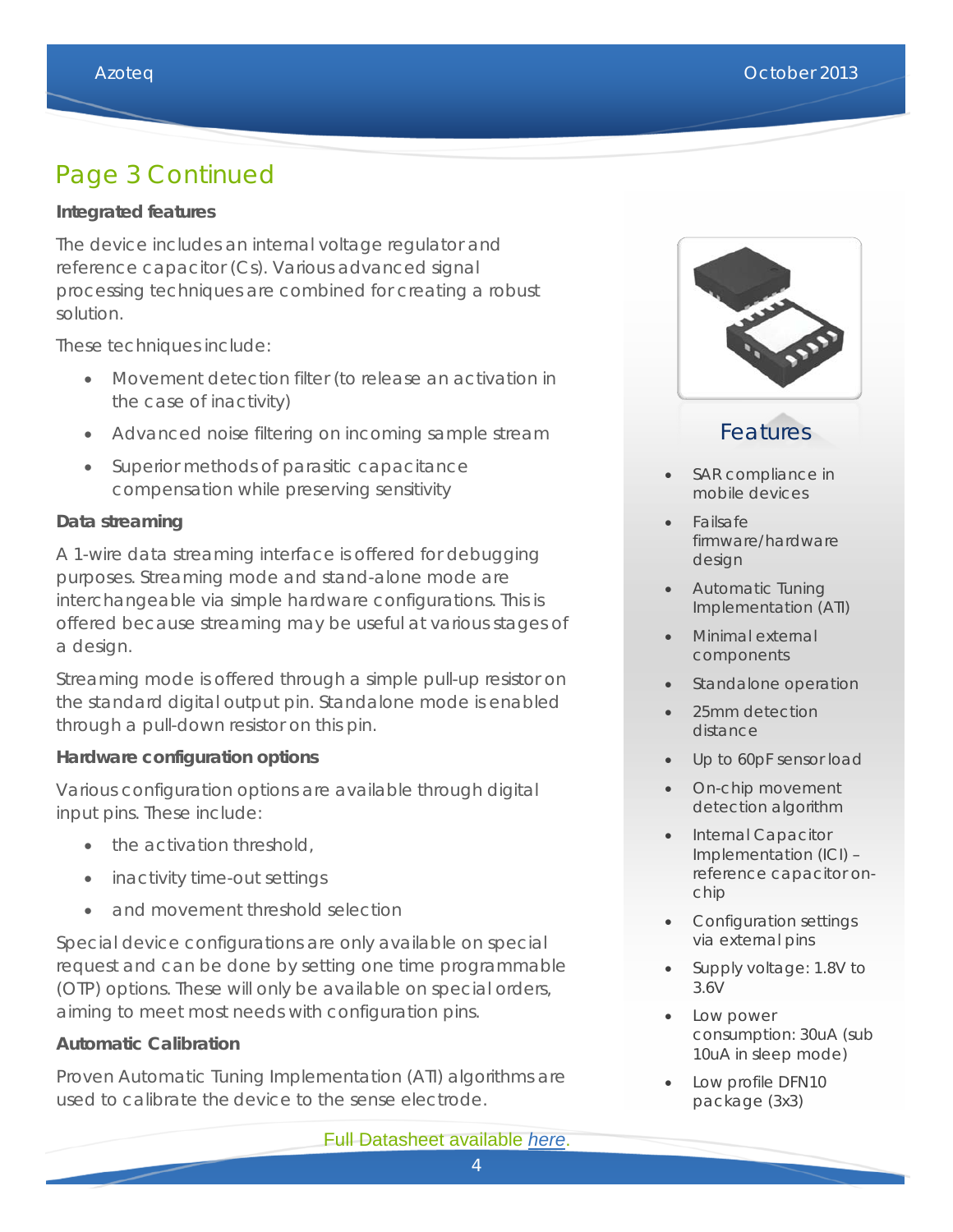## Page 3 Continued

**Integrated features**

The device includes an internal voltage regulator and reference capacitor (Cs). Various advanced signal processing techniques are combined for creating a robust solution.

These techniques include:

- Movement detection filter (to release an activation in the case of inactivity)
- Advanced noise filtering on incoming sample stream
- Superior methods of parasitic capacitance compensation while preserving sensitivity

**Data streaming**

A 1-wire data streaming interface is offered for debugging purposes. Streaming mode and stand-alone mode are interchangeable via simple hardware configurations. This is offered because streaming may be useful at various stages of a design.

Streaming mode is offered through a simple pull-up resistor on the standard digital output pin. Standalone mode is enabled through a pull-down resistor on this pin.

**Hardware configuration options**

Various configuration options are available through digital input pins. These include:

- the activation threshold,
- inactivity time-out settings
- and movement threshold selection

Special device configurations are only available on special request and can be done by setting one time programmable (OTP) options. These will only be available on special orders, aiming to meet most needs with configuration pins.

**Automatic Calibration**

Proven Automatic Tuning Implementation (ATI) algorithms are used to calibrate the device to the sense electrode.

### Features

- SAR compliance in mobile devices
- Failsafe firmware/hardware design
- Automatic Tuning Implementation (ATI)
- Minimal external components
- Standalone operation
- 25mm detection distance
- Up to 60pF sensor load
- On-chip movement detection algorithm
- Internal Capacitor Implementation (ICI) – reference capacitor on-chip
- Configuration settings via external pins
- Supply voltage: 1.8V to 3.6V
- Low power consumption: 30uA (sub 10uA in sleep mode)
- Low profile DFN10 package (3x3)

Full Datasheet available *here*.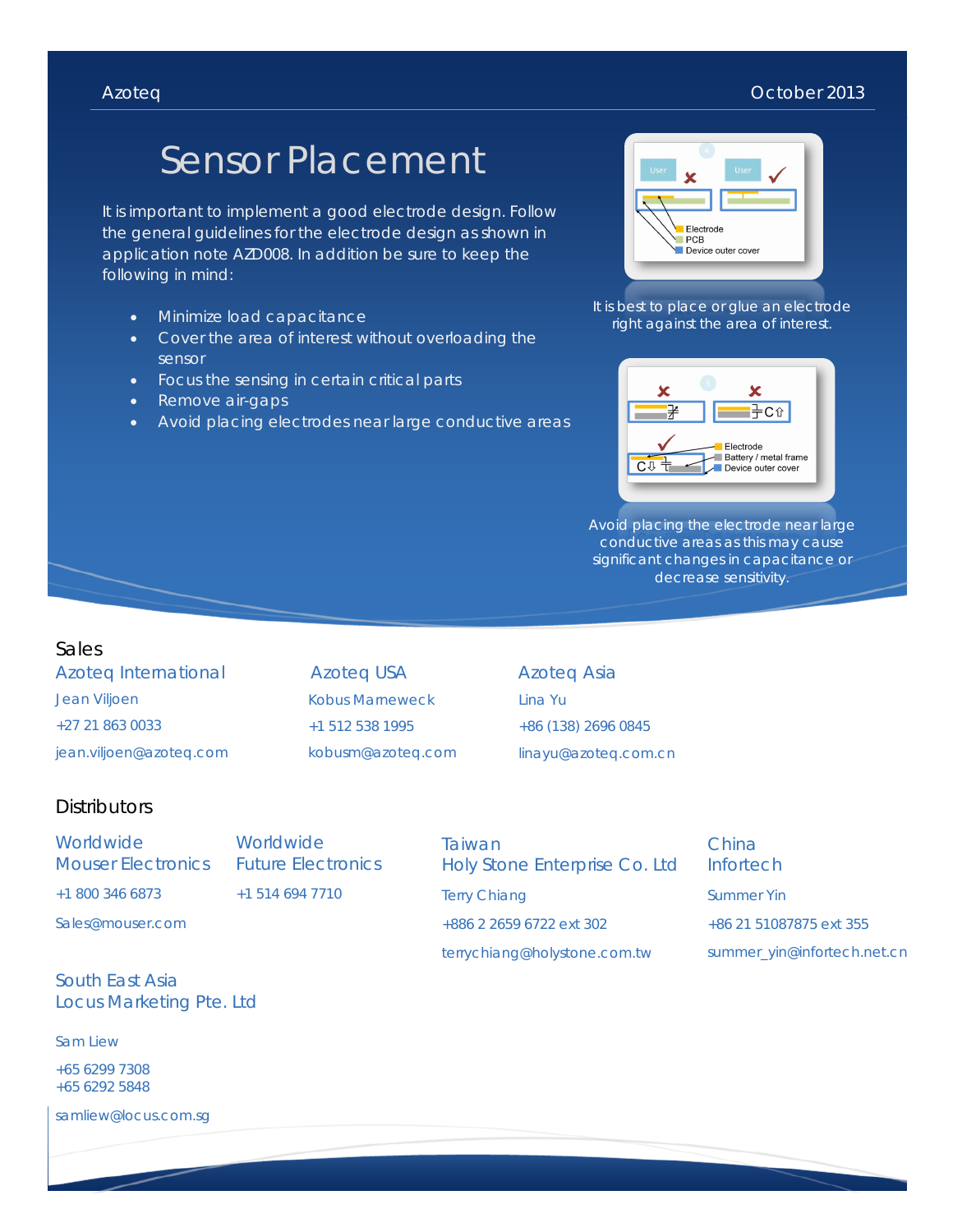# Sensor Placement

It is important to implement a good electrode design. Follow the general guidelines for the electrode design as shown in application note AZD008. In addition be sure to keep the following in mind:

- Minimize load capacitance
- Cover the area of interest without overloading the sensor
- Focus the sensing in certain critical parts
- Remove air-gaps
- Avoid placing electrodes near large conductive areas

It is best to place or glue an electrode right against the area of interest.

Avoid placing the electrode near large conductive areas as this may cause significant changes in capacitance or decrease sensitivity.

## Sales

**Azoteq International**
Jean Viljoen
+27 21 863 0033
jean.viljoen@azoteq.com

**Azoteq USA**
Kobus Marneweck
+1 512 538 1995
kobusm@azoteq.com

**Azoteq Asia**
Lina Yu
+86 (138) 2696 0845
linayu@azoteq.com.cn

## Distributors

**Worldwide**
**Mouser Electronics**
+1 800 346 6873
Sales@mouser.com

**Worldwide**
**Future Electronics**
+1 514 694 7710

**Taiwan**
**Holy Stone Enterprise Co. Ltd**
Terry Chiang
+886 2 2659 6722 ext 302
terrychiang@holystone.com.tw

**China**
**Infortech**
Summer Yin
+86 21 51087875 ext 355
summer_yin@infortech.net.cn

**South East Asia**
**Locus Marketing Pte. Ltd**
Sam Liew
+65 6299 7308
+65 6292 5848
samliew@locus.com.sg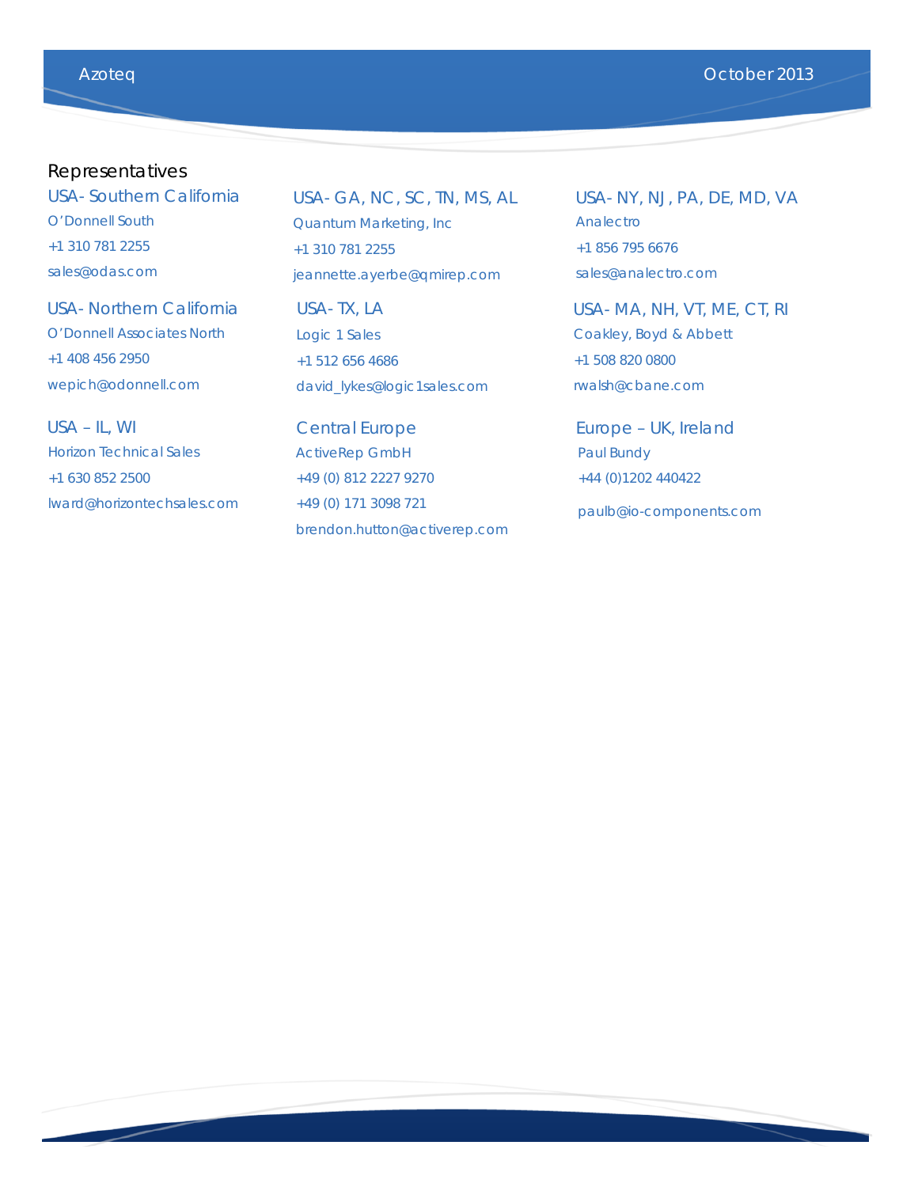## Representatives

### USA- Southern California
O'Donnell South
+1 310 781 2255
sales@odas.com

### USA- Northern California
O'Donnell Associates North
+1 408 456 2950
wepich@odonnell.com

### USA – IL, WI
Horizon Technical Sales
+1 630 852 2500
lward@horizontechsales.com

### USA- GA, NC, SC, TN, MS, AL
Quantum Marketing, Inc
+1 310 781 2255
jeannette.ayerbe@qmirep.com

### USA- TX, LA
Logic 1 Sales
+1 512 656 4686
david_lykes@logic1sales.com

### Central Europe
ActiveRep GmbH
+49 (0) 812 2227 9270
+49 (0) 171 3098 721
brendon.hutton@activerep.com

### USA- NY, NJ, PA, DE, MD, VA
Analectro
+1 856 795 6676
sales@analectro.com

### USA- MA, NH, VT, ME, CT, RI
Coakley, Boyd & Abbett
+1 508 820 0800
rwalsh@cbane.com

### Europe – UK, Ireland
Paul Bundy
+44 (0)1202 440422
paulb@io-components.com